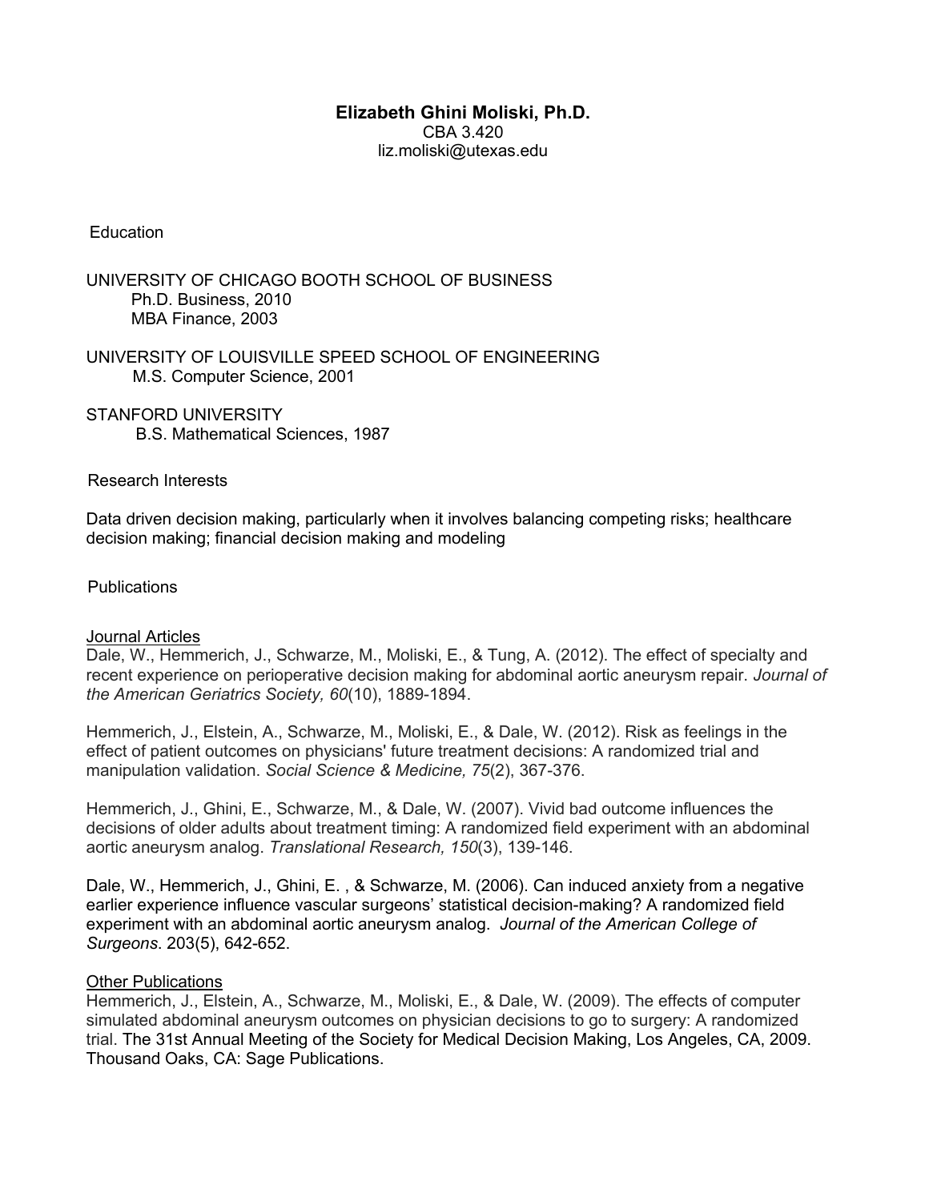# Elizabeth Ghini Moliski, Ph.D.

CBA 3.420
liz.moliski@utexas.edu

## Education

UNIVERSITY OF CHICAGO BOOTH SCHOOL OF BUSINESS
Ph.D. Business, 2010
MBA Finance, 2003

UNIVERSITY OF LOUISVILLE SPEED SCHOOL OF ENGINEERING
M.S. Computer Science, 2001

STANFORD UNIVERSITY
B.S. Mathematical Sciences, 1987

## Research Interests

Data driven decision making, particularly when it involves balancing competing risks; healthcare decision making; financial decision making and modeling

## Publications

### Journal Articles

Dale, W., Hemmerich, J., Schwarze, M., Moliski, E., & Tung, A. (2012). The effect of specialty and recent experience on perioperative decision making for abdominal aortic aneurysm repair. *Journal of the American Geriatrics Society, 60*(10), 1889-1894.

Hemmerich, J., Elstein, A., Schwarze, M., Moliski, E., & Dale, W. (2012). Risk as feelings in the effect of patient outcomes on physicians' future treatment decisions: A randomized trial and manipulation validation. *Social Science & Medicine, 75*(2), 367-376.

Hemmerich, J., Ghini, E., Schwarze, M., & Dale, W. (2007). Vivid bad outcome influences the decisions of older adults about treatment timing: A randomized field experiment with an abdominal aortic aneurysm analog. *Translational Research, 150*(3), 139-146.

Dale, W., Hemmerich, J., Ghini, E. , & Schwarze, M. (2006). Can induced anxiety from a negative earlier experience influence vascular surgeons' statistical decision-making? A randomized field experiment with an abdominal aortic aneurysm analog. *Journal of the American College of Surgeons*. 203(5), 642-652.

### Other Publications

Hemmerich, J., Elstein, A., Schwarze, M., Moliski, E., & Dale, W. (2009). The effects of computer simulated abdominal aneurysm outcomes on physician decisions to go to surgery: A randomized trial. The 31st Annual Meeting of the Society for Medical Decision Making, Los Angeles, CA, 2009. Thousand Oaks, CA: Sage Publications.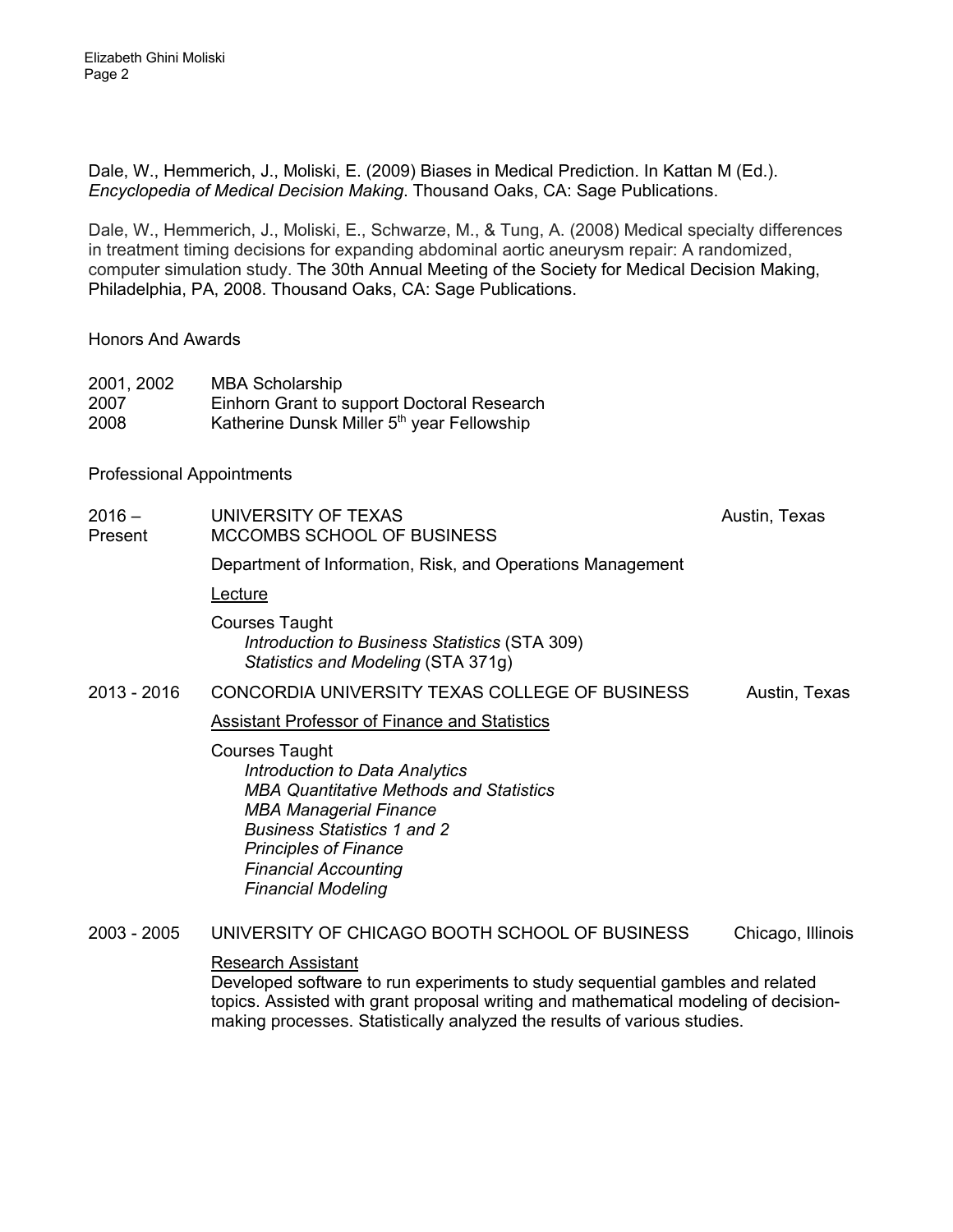Dale, W., Hemmerich, J., Moliski, E. (2009) Biases in Medical Prediction. In Kattan M (Ed.). *Encyclopedia of Medical Decision Making*. Thousand Oaks, CA: Sage Publications.

Dale, W., Hemmerich, J., Moliski, E., Schwarze, M., & Tung, A. (2008) Medical specialty differences in treatment timing decisions for expanding abdominal aortic aneurysm repair: A randomized, computer simulation study. The 30th Annual Meeting of the Society for Medical Decision Making, Philadelphia, PA, 2008. Thousand Oaks, CA: Sage Publications.

## Honors And Awards

| | |
|---|---|
| 2001, 2002 | MBA Scholarship |
| 2007 | Einhorn Grant to support Doctoral Research |
| 2008 | Katherine Dunsk Miller 5th year Fellowship |

## Professional Appointments

**2016 – Present** UNIVERSITY OF TEXAS MCCOMBS SCHOOL OF BUSINESS — Austin, Texas

Department of Information, Risk, and Operations Management

Lecture

Courses Taught
- *Introduction to Business Statistics* (STA 309)
- *Statistics and Modeling* (STA 371g)

**2013 - 2016** CONCORDIA UNIVERSITY TEXAS COLLEGE OF BUSINESS — Austin, Texas

Assistant Professor of Finance and Statistics

Courses Taught
- *Introduction to Data Analytics*
- *MBA Quantitative Methods and Statistics*
- *MBA Managerial Finance*
- *Business Statistics 1 and 2*
- *Principles of Finance*
- *Financial Accounting*
- *Financial Modeling*

**2003 - 2005** UNIVERSITY OF CHICAGO BOOTH SCHOOL OF BUSINESS — Chicago, Illinois

Research Assistant

Developed software to run experiments to study sequential gambles and related topics. Assisted with grant proposal writing and mathematical modeling of decision-making processes. Statistically analyzed the results of various studies.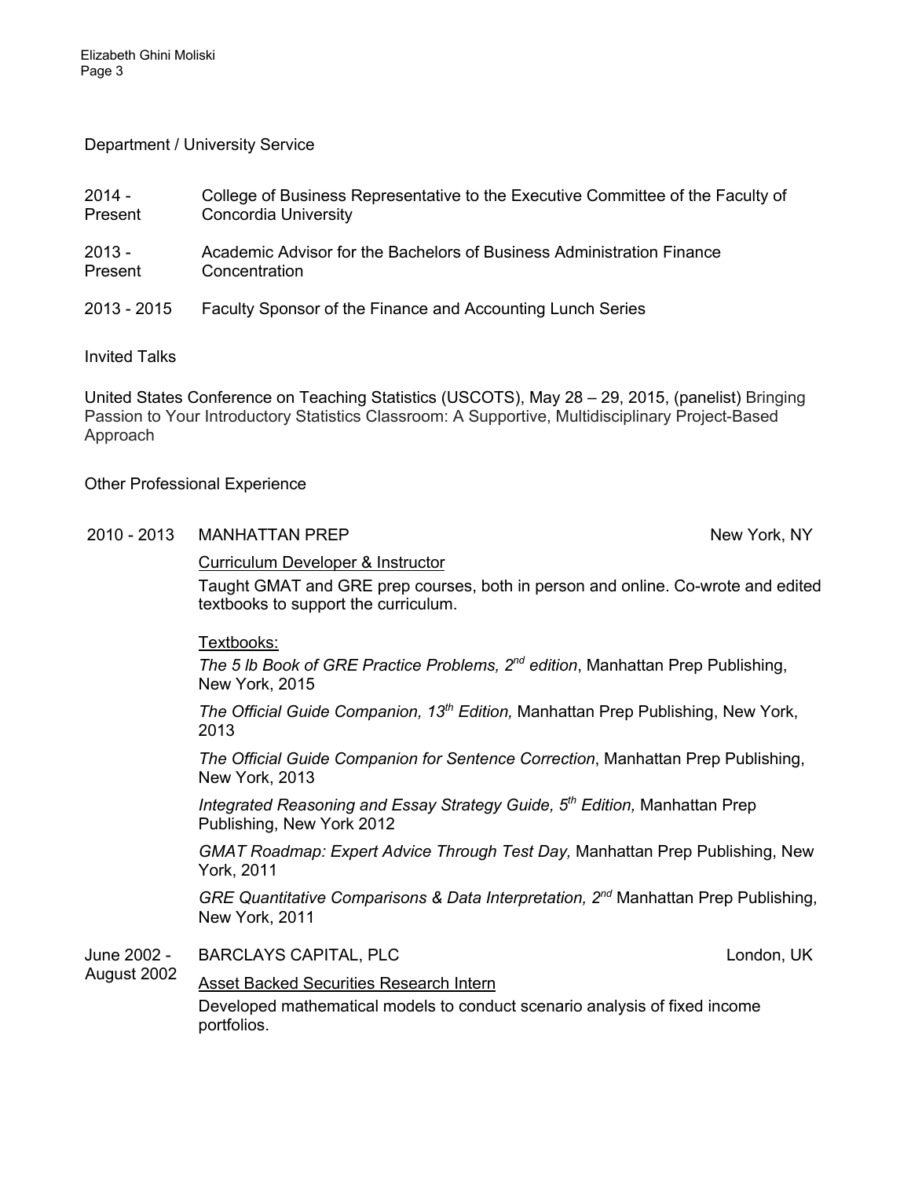## Department / University Service

| | |
|---|---|
| 2014 - Present | College of Business Representative to the Executive Committee of the Faculty of Concordia University |
| 2013 - Present | Academic Advisor for the Bachelors of Business Administration Finance Concentration |
| 2013 - 2015 | Faculty Sponsor of the Finance and Accounting Lunch Series |

## Invited Talks

United States Conference on Teaching Statistics (USCOTS), May 28 – 29, 2015, (panelist) Bringing Passion to Your Introductory Statistics Classroom: A Supportive, Multidisciplinary Project-Based Approach

## Other Professional Experience

**2010 - 2013** MANHATTAN PREP — New York, NY

Curriculum Developer & Instructor

Taught GMAT and GRE prep courses, both in person and online. Co-wrote and edited textbooks to support the curriculum.

Textbooks:

*The 5 lb Book of GRE Practice Problems, 2nd edition*, Manhattan Prep Publishing, New York, 2015

*The Official Guide Companion, 13th Edition,* Manhattan Prep Publishing, New York, 2013

*The Official Guide Companion for Sentence Correction*, Manhattan Prep Publishing, New York, 2013

*Integrated Reasoning and Essay Strategy Guide, 5th Edition,* Manhattan Prep Publishing, New York 2012

*GMAT Roadmap: Expert Advice Through Test Day,* Manhattan Prep Publishing, New York, 2011

*GRE Quantitative Comparisons & Data Interpretation, 2nd* Manhattan Prep Publishing, New York, 2011

**June 2002 - August 2002** BARCLAYS CAPITAL, PLC — London, UK

Asset Backed Securities Research Intern

Developed mathematical models to conduct scenario analysis of fixed income portfolios.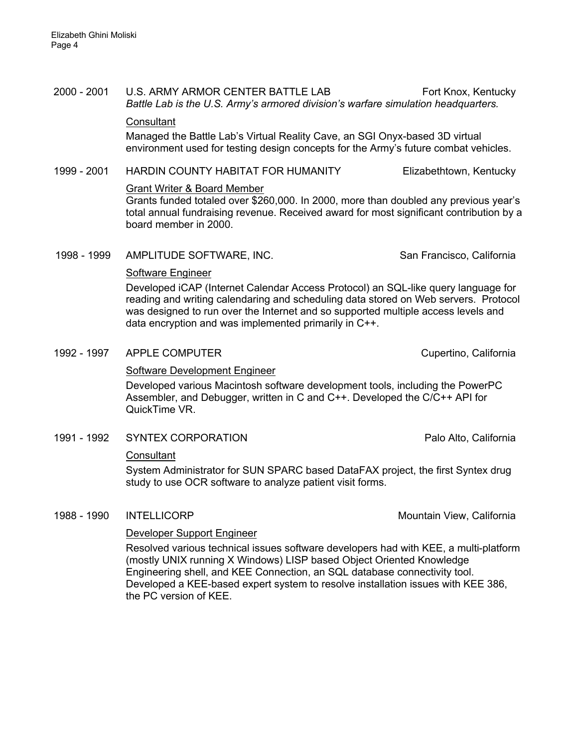**2000 - 2001** U.S. ARMY ARMOR CENTER BATTLE LAB — Fort Knox, Kentucky
*Battle Lab is the U.S. Army's armored division's warfare simulation headquarters.*

Consultant

Managed the Battle Lab's Virtual Reality Cave, an SGI Onyx-based 3D virtual environment used for testing design concepts for the Army's future combat vehicles.

**1999 - 2001** HARDIN COUNTY HABITAT FOR HUMANITY — Elizabethtown, Kentucky

Grant Writer & Board Member

Grants funded totaled over $260,000. In 2000, more than doubled any previous year's total annual fundraising revenue. Received award for most significant contribution by a board member in 2000.

**1998 - 1999** AMPLITUDE SOFTWARE, INC. — San Francisco, California

Software Engineer

Developed iCAP (Internet Calendar Access Protocol) an SQL-like query language for reading and writing calendaring and scheduling data stored on Web servers. Protocol was designed to run over the Internet and so supported multiple access levels and data encryption and was implemented primarily in C++.

**1992 - 1997** APPLE COMPUTER — Cupertino, California

Software Development Engineer

Developed various Macintosh software development tools, including the PowerPC Assembler, and Debugger, written in C and C++. Developed the C/C++ API for QuickTime VR.

**1991 - 1992** SYNTEX CORPORATION — Palo Alto, California

Consultant

System Administrator for SUN SPARC based DataFAX project, the first Syntex drug study to use OCR software to analyze patient visit forms.

**1988 - 1990** INTELLICORP — Mountain View, California

Developer Support Engineer

Resolved various technical issues software developers had with KEE, a multi-platform (mostly UNIX running X Windows) LISP based Object Oriented Knowledge Engineering shell, and KEE Connection, an SQL database connectivity tool. Developed a KEE-based expert system to resolve installation issues with KEE 386, the PC version of KEE.